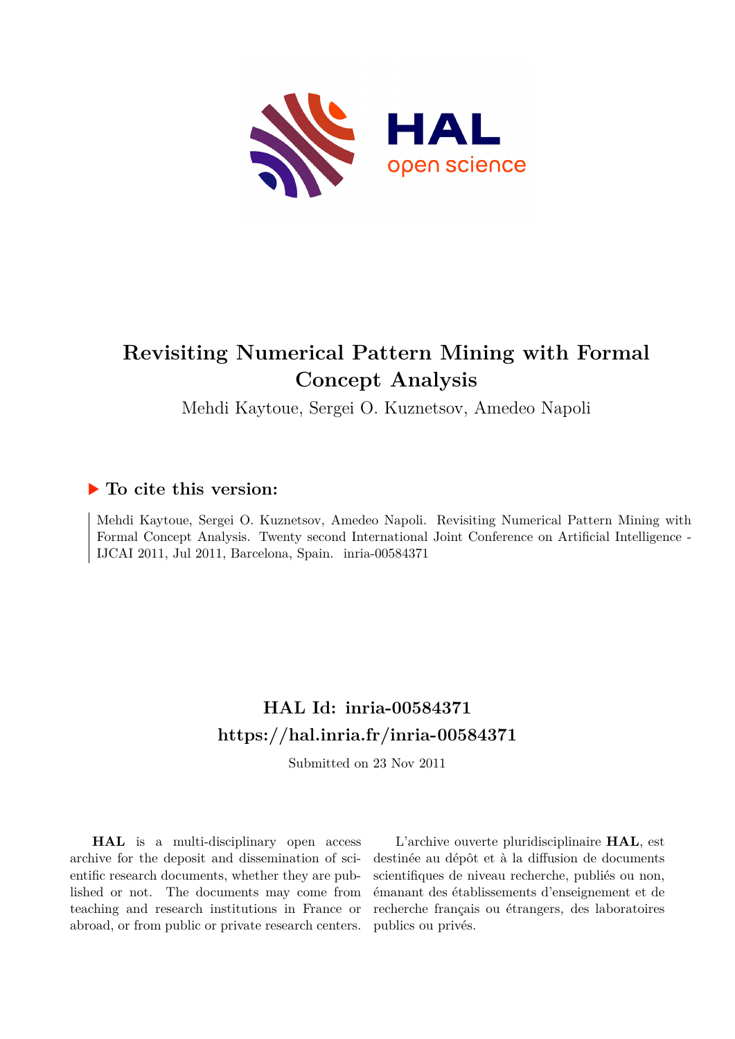# Revisiting Numerical Pattern Mining with Formal Concept Analysis

Mehdi Kaytoue, Sergei O. Kuznetsov, Amedeo Napoli

## ▶ To cite this version:

Mehdi Kaytoue, Sergei O. Kuznetsov, Amedeo Napoli. Revisiting Numerical Pattern Mining with Formal Concept Analysis. Twenty second International Joint Conference on Artificial Intelligence - IJCAI 2011, Jul 2011, Barcelona, Spain. inria-00584371

## HAL Id: inria-00584371

## https://hal.inria.fr/inria-00584371

Submitted on 23 Nov 2011

**HAL** is a multi-disciplinary open access archive for the deposit and dissemination of scientific research documents, whether they are published or not. The documents may come from teaching and research institutions in France or abroad, or from public or private research centers.

L'archive ouverte pluridisciplinaire **HAL**, est destinée au dépôt et à la diffusion de documents scientifiques de niveau recherche, publiés ou non, émanant des établissements d'enseignement et de recherche français ou étrangers, des laboratoires publics ou privés.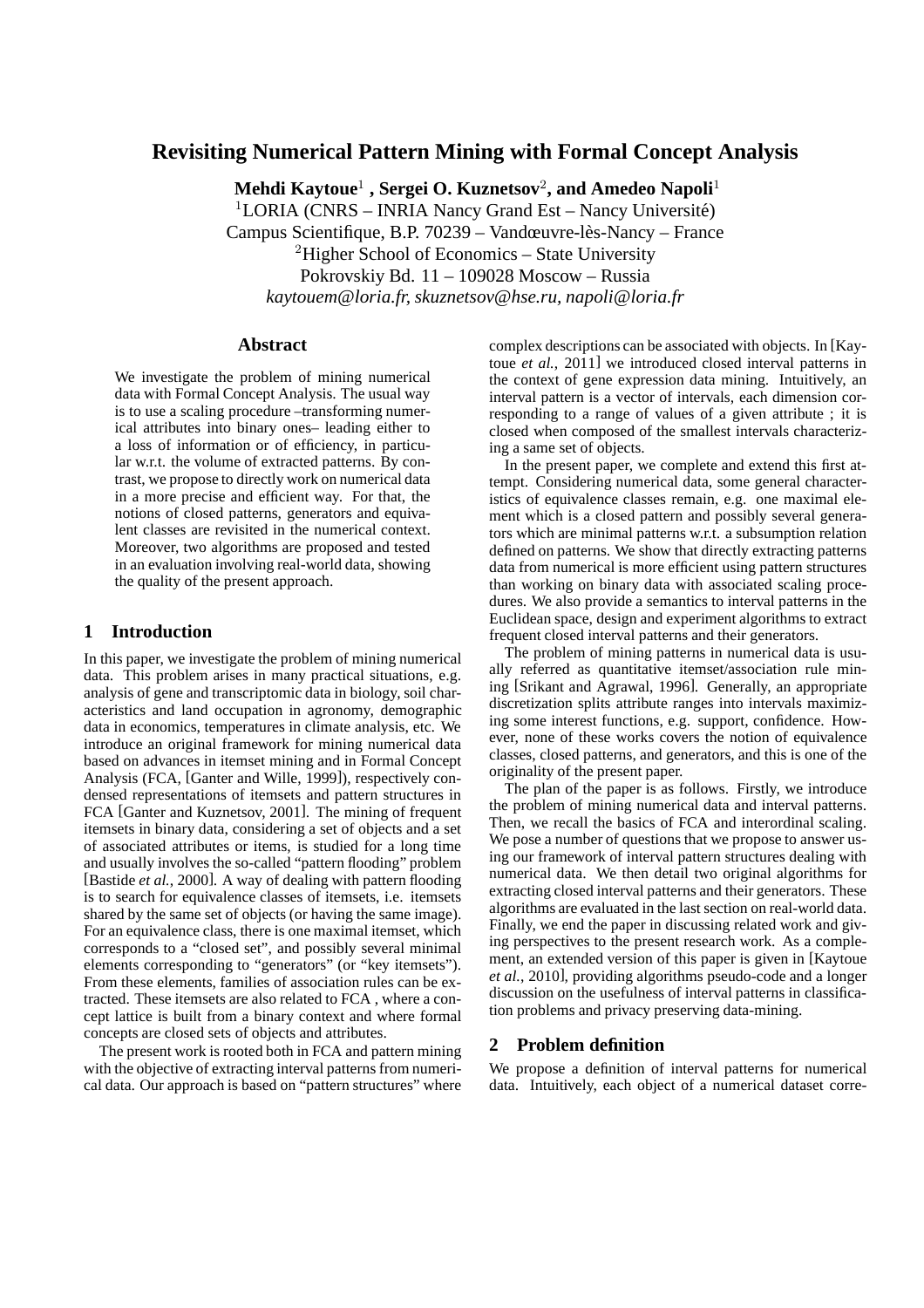# Revisiting Numerical Pattern Mining with Formal Concept Analysis

**Mehdi Kaytoue**[1] **, Sergei O. Kuznetsov**[2]**, and Amedeo Napoli**[1]

[1]LORIA (CNRS – INRIA Nancy Grand Est – Nancy Université)
Campus Scientifique, B.P. 70239 – Vandœuvre-lès-Nancy – France
[2]Higher School of Economics – State University
Pokrovskiy Bd. 11 – 109028 Moscow – Russia
*kaytouem@loria.fr, skuznetsov@hse.ru, napoli@loria.fr*

## Abstract

We investigate the problem of mining numerical data with Formal Concept Analysis. The usual way is to use a scaling procedure –transforming numerical attributes into binary ones– leading either to a loss of information or of efficiency, in particular w.r.t. the volume of extracted patterns. By contrast, we propose to directly work on numerical data in a more precise and efficient way. For that, the notions of closed patterns, generators and equivalent classes are revisited in the numerical context. Moreover, two algorithms are proposed and tested in an evaluation involving real-world data, showing the quality of the present approach.

## 1 Introduction

In this paper, we investigate the problem of mining numerical data. This problem arises in many practical situations, e.g. analysis of gene and transcriptomic data in biology, soil characteristics and land occupation in agronomy, demographic data in economics, temperatures in climate analysis, etc. We introduce an original framework for mining numerical data based on advances in itemset mining and in Formal Concept Analysis (FCA, [Ganter and Wille, 1999]), respectively condensed representations of itemsets and pattern structures in FCA [Ganter and Kuznetsov, 2001]. The mining of frequent itemsets in binary data, considering a set of objects and a set of associated attributes or items, is studied for a long time and usually involves the so-called "pattern flooding" problem [Bastide *et al.*, 2000]. A way of dealing with pattern flooding is to search for equivalence classes of itemsets, i.e. itemsets shared by the same set of objects (or having the same image). For an equivalence class, there is one maximal itemset, which corresponds to a "closed set", and possibly several minimal elements corresponding to "generators" (or "key itemsets"). From these elements, families of association rules can be extracted. These itemsets are also related to FCA , where a concept lattice is built from a binary context and where formal concepts are closed sets of objects and attributes.

The present work is rooted both in FCA and pattern mining with the objective of extracting interval patterns from numerical data. Our approach is based on "pattern structures" where complex descriptions can be associated with objects. In [Kaytoue *et al.*, 2011] we introduced closed interval patterns in the context of gene expression data mining. Intuitively, an interval pattern is a vector of intervals, each dimension corresponding to a range of values of a given attribute ; it is closed when composed of the smallest intervals characterizing a same set of objects.

In the present paper, we complete and extend this first attempt. Considering numerical data, some general characteristics of equivalence classes remain, e.g. one maximal element which is a closed pattern and possibly several generators which are minimal patterns w.r.t. a subsumption relation defined on patterns. We show that directly extracting patterns data from numerical is more efficient using pattern structures than working on binary data with associated scaling procedures. We also provide a semantics to interval patterns in the Euclidean space, design and experiment algorithms to extract frequent closed interval patterns and their generators.

The problem of mining patterns in numerical data is usually referred as quantitative itemset/association rule mining [Srikant and Agrawal, 1996]. Generally, an appropriate discretization splits attribute ranges into intervals maximizing some interest functions, e.g. support, confidence. However, none of these works covers the notion of equivalence classes, closed patterns, and generators, and this is one of the originality of the present paper.

The plan of the paper is as follows. Firstly, we introduce the problem of mining numerical data and interval patterns. Then, we recall the basics of FCA and interordinal scaling. We pose a number of questions that we propose to answer using our framework of interval pattern structures dealing with numerical data. We then detail two original algorithms for extracting closed interval patterns and their generators. These algorithms are evaluated in the last section on real-world data. Finally, we end the paper in discussing related work and giving perspectives to the present research work. As a complement, an extended version of this paper is given in [Kaytoue *et al.*, 2010], providing algorithms pseudo-code and a longer discussion on the usefulness of interval patterns in classification problems and privacy preserving data-mining.

## 2 Problem definition

We propose a definition of interval patterns for numerical data. Intuitively, each object of a numerical dataset corre-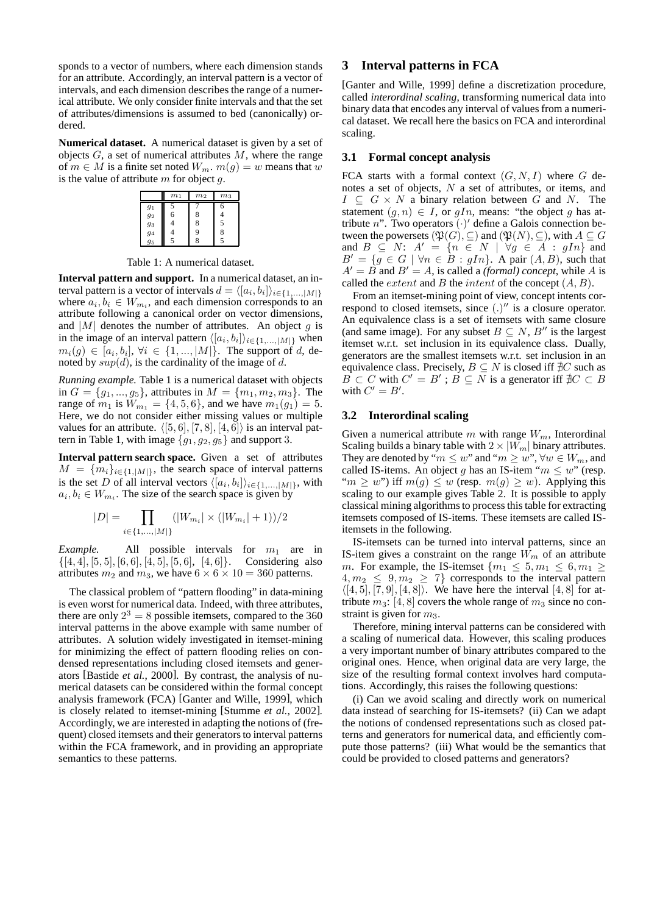sponds to a vector of numbers, where each dimension stands for an attribute. Accordingly, an interval pattern is a vector of intervals, and each dimension describes the range of a numerical attribute. We only consider finite intervals and that the set of attributes/dimensions is assumed to bed (canonically) ordered.

**Numerical dataset.** A numerical dataset is given by a set of objects $G$, a set of numerical attributes $M$, where the range of $m \in M$ is a finite set noted $W_m$. $m(g) = w$ means that $w$ is the value of attribute $m$ for object $g$.

|  | $m_1$ | $m_2$ | $m_3$ |
|---|---|---|---|
| $g_1$ | 5 | 7 | 6 |
| $g_2$ | 6 | 8 | 4 |
| $g_3$ | 4 | 8 | 5 |
| $g_4$ | 4 | 9 | 8 |
| $g_5$ | 5 | 8 | 5 |

Table 1: A numerical dataset.

**Interval pattern and support.** In a numerical dataset, an interval pattern is a vector of intervals $d = \langle [a_i, b_i] \rangle_{i \in \{1,\ldots,|M|\}}$ where $a_i, b_i \in W_{m_i}$, and each dimension corresponds to an attribute following a canonical order on vector dimensions, and $|M|$ denotes the number of attributes. An object $g$ is in the image of an interval pattern $\langle [a_i, b_i] \rangle_{i \in \{1,\ldots,|M|\}}$ when $m_i(g) \in [a_i, b_i]$, $\forall i \in \{1, ..., |M|\}$. The support of $d$, denoted by $sup(d)$, is the cardinality of the image of $d$.

*Running example.* Table 1 is a numerical dataset with objects in $G = \{g_1, ..., g_5\}$, attributes in $M = \{m_1, m_2, m_3\}$. The range of $m_1$ is $W_{m_1} = \{4, 5, 6\}$, and we have $m_1(g_1) = 5$. Here, we do not consider either missing values or multiple values for an attribute. $\langle [5, 6], [7, 8], [4, 6] \rangle$ is an interval pattern in Table 1, with image $\{g_1, g_2, g_5\}$ and support 3.

**Interval pattern search space.** Given a set of attributes $M = \{m_i\}_{i \in \{1,|M|\}}$, the search space of interval patterns is the set $D$ of all interval vectors $\langle [a_i, b_i] \rangle_{i \in \{1,\ldots,|M|\}}$, with $a_i, b_i \in W_{m_i}$. The size of the search space is given by

$$|D| = \prod_{i \in \{1,\ldots,|M|\}} (|W_{m_i}| \times (|W_{m_i}| + 1))/2$$

*Example.* All possible intervals for $m_1$ are in $\{[4, 4], [5, 5], [6, 6], [4, 5], [5, 6], [4, 6]\}$. Considering also attributes $m_2$ and $m_3$, we have $6 \times 6 \times 10 = 360$ patterns.

The classical problem of "pattern flooding" in data-mining is even worst for numerical data. Indeed, with three attributes, there are only $2^3 = 8$ possible itemsets, compared to the 360 interval patterns in the above example with same number of attributes. A solution widely investigated in itemset-mining for minimizing the effect of pattern flooding relies on condensed representations including closed itemsets and generators [Bastide *et al.*, 2000]. By contrast, the analysis of numerical datasets can be considered within the formal concept analysis framework (FCA) [Ganter and Wille, 1999], which is closely related to itemset-mining [Stumme *et al.*, 2002]. Accordingly, we are interested in adapting the notions of (frequent) closed itemsets and their generators to interval patterns within the FCA framework, and in providing an appropriate semantics to these patterns.

## 3 Interval patterns in FCA

[Ganter and Wille, 1999] define a discretization procedure, called *interordinal scaling*, transforming numerical data into binary data that encodes any interval of values from a numerical dataset. We recall here the basics on FCA and interordinal scaling.

### 3.1 Formal concept analysis

FCA starts with a formal context $(G, N, I)$ where $G$ denotes a set of objects, $N$ a set of attributes, or items, and $I \subseteq G \times N$ a binary relation between $G$ and $N$. The statement $(g, n) \in I$, or $gIn$, means: "the object $g$ has attribute $n$". Two operators $(\cdot)'$ define a Galois connection between the powersets $(\mathfrak{P}(G), \subseteq)$ and $(\mathfrak{P}(N), \subseteq)$, with $A \subseteq G$ and $B \subseteq N$: $A' = \{n \in N \mid \forall g \in A : gIn\}$ and $B' = \{g \in G \mid \forall n \in B : gIn\}$. A pair $(A, B)$, such that $A' = B$ and $B' = A$, is called a *(formal) concept*, while $A$ is called the $extent$ and $B$ the $intent$ of the concept $(A, B)$.

From an itemset-mining point of view, concept intents correspond to closed itemsets, since $(.)''$ is a closure operator. An equivalence class is a set of itemsets with same closure (and same image). For any subset $B \subseteq N$, $B''$ is the largest itemset w.r.t. set inclusion in its equivalence class. Dually, generators are the smallest itemsets w.r.t. set inclusion in an equivalence class. Precisely, $B \subseteq N$ is closed iff $\nexists C$ such as $B \subset C$ with $C' = B'$ ; $B \subseteq N$ is a generator iff $\nexists C \subset B$ with $C' = B'$.

### 3.2 Interordinal scaling

Given a numerical attribute $m$ with range $W_m$, Interordinal Scaling builds a binary table with $2 \times |W_m|$ binary attributes. They are denoted by "$m \leq w$" and "$m \geq w$", $\forall w \in W_m$, and called IS-items. An object $g$ has an IS-item "$m \leq w$" (resp. "$m \geq w$") iff $m(g) \leq w$ (resp. $m(g) \geq w$). Applying this scaling to our example gives Table 2. It is possible to apply classical mining algorithms to process this table for extracting itemsets composed of IS-items. These itemsets are called IS-itemsets in the following.

IS-itemsets can be turned into interval patterns, since an IS-item gives a constraint on the range $W_m$ of an attribute $m$. For example, the IS-itemset $\{m_1 \leq 5, m_1 \leq 6, m_1 \geq 4, m_2 \leq 9, m_2 \geq 7\}$ corresponds to the interval pattern $\langle [4, 5], [7, 9], [4, 8] \rangle$. We have here the interval $[4, 8]$ for attribute $m_3$: $[4, 8]$ covers the whole range of $m_3$ since no constraint is given for $m_3$.

Therefore, mining interval patterns can be considered with a scaling of numerical data. However, this scaling produces a very important number of binary attributes compared to the original ones. Hence, when original data are very large, the size of the resulting formal context involves hard computations. Accordingly, this raises the following questions:

(i) Can we avoid scaling and directly work on numerical data instead of searching for IS-itemsets? (ii) Can we adapt the notions of condensed representations such as closed patterns and generators for numerical data, and efficiently compute those patterns? (iii) What would be the semantics that could be provided to closed patterns and generators?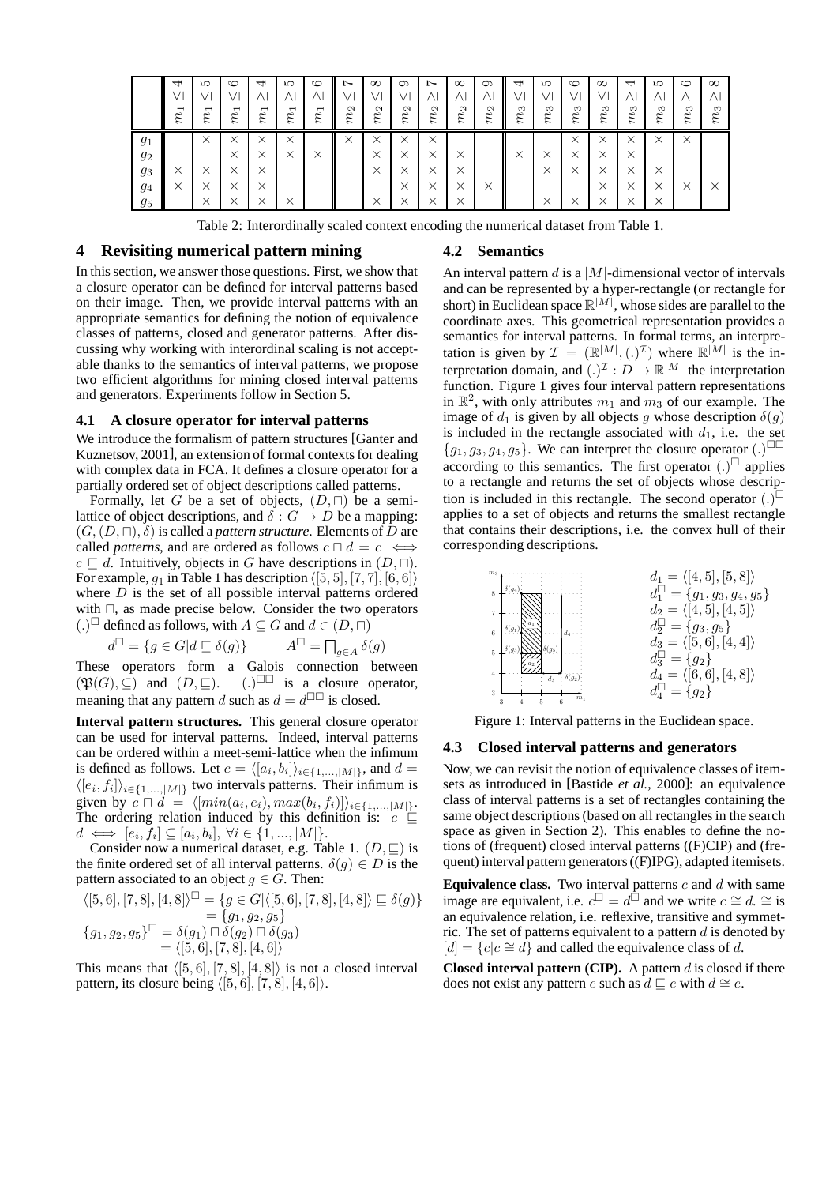| | $m_1 \leq 4$ | $m_1 \leq 5$ | $m_1 \leq 6$ | $m_1 \geq 4$ | $m_1 \geq 5$ | $m_1 \geq 6$ | $m_2 \leq 7$ | $m_2 \leq 8$ | $m_2 \leq 9$ | $m_2 \geq 7$ | $m_2 \geq 8$ | $m_2 \geq 9$ | $m_3 \leq 4$ | $m_3 \leq 5$ | $m_3 \leq 6$ | $m_3 \leq 8$ | $m_3 \geq 4$ | $m_3 \geq 5$ | $m_3 \geq 6$ | $m_3 \geq 8$ |
|---|---|---|---|---|---|---|---|---|---|---|---|---|---|---|---|---|---|---|---|---|
| $g_1$ | | × | × | × | × | | × | × | × | × | | | | | × | × | × | × | × | |
| $g_2$ | | | × | × | × | × | | × | × | × | × | | × | × | × | × | × | | | |
| $g_3$ | × | × | × | × | | | | × | × | × | × | | | × | × | × | × | × | | |
| $g_4$ | × | × | × | × | | | | | × | × | × | × | | | | × | × | × | × | × |
| $g_5$ | | × | × | × | × | | | × | × | × | × | | | × | × | × | × | × | | |

Table 2: Interordinally scaled context encoding the numerical dataset from Table 1.

## 4 Revisiting numerical pattern mining

In this section, we answer those questions. First, we show that a closure operator can be defined for interval patterns based on their image. Then, we provide interval patterns with an appropriate semantics for defining the notion of equivalence classes of patterns, closed and generator patterns. After discussing why working with interordinal scaling is not acceptable thanks to the semantics of interval patterns, we propose two efficient algorithms for mining closed interval patterns and generators. Experiments follow in Section 5.

### 4.1 A closure operator for interval patterns

We introduce the formalism of pattern structures [Ganter and Kuznetsov, 2001], an extension of formal contexts for dealing with complex data in FCA. It defines a closure operator for a partially ordered set of object descriptions called patterns.

Formally, let $G$ be a set of objects, $(D, \sqcap)$ be a semi-lattice of object descriptions, and $\delta : G \rightarrow D$ be a mapping: $(G, (D, \sqcap), \delta)$ is called a *pattern structure*. Elements of $D$ are called *patterns*, and are ordered as follows $c \sqcap d = c \iff c \sqsubseteq d$. Intuitively, objects in $G$ have descriptions in $(D, \sqcap)$. For example, $g_1$ in Table 1 has description $\langle [5, 5], [7, 7], [6, 6] \rangle$ where $D$ is the set of all possible interval patterns ordered with $\sqcap$, as made precise below. Consider the two operators $(.)^\square$ defined as follows, with $A \subseteq G$ and $d \in (D, \sqcap)$

$$d^\square = \{g \in G | d \sqsubseteq \delta(g)\} \qquad A^\square = \textstyle\bigsqcap_{g \in A} \delta(g)$$

These operators form a Galois connection between $(\mathfrak{P}(G), \subseteq)$ and $(D, \sqsubseteq)$. $(.)^{\square\square}$ is a closure operator, meaning that any pattern $d$ such as $d = d^{\square\square}$ is closed.

**Interval pattern structures.** This general closure operator can be used for interval patterns. Indeed, interval patterns can be ordered within a meet-semi-lattice when the infimum is defined as follows. Let $c = \langle [a_i, b_i] \rangle_{i \in \{1,...,|M|\}}$, and $d = \langle [e_i, f_i] \rangle_{i \in \{1,...,|M|\}}$ two intervals patterns. Their infimum is given by $c \sqcap d = \langle [min(a_i, e_i), max(b_i, f_i)] \rangle_{i \in \{1,...,|M|\}}$. The ordering relation induced by this definition is: $c \sqsubseteq d \iff [e_i, f_i] \subseteq [a_i, b_i], \ \forall i \in \{1, ..., |M|\}$.

Consider now a numerical dataset, e.g. Table 1. $(D, \sqsubseteq)$ is the finite ordered set of all interval patterns. $\delta(g) \in D$ is the pattern associated to an object $g \in G$. Then:

$$\begin{aligned}
\langle [5, 6], [7, 8], [4, 8] \rangle^\square &= \{g \in G | \langle [5, 6], [7, 8], [4, 8] \rangle \sqsubseteq \delta(g)\} \\
&= \{g_1, g_2, g_5\} \\
\{g_1, g_2, g_5\}^\square &= \delta(g_1) \sqcap \delta(g_2) \sqcap \delta(g_3) \\
&= \langle [5, 6], [7, 8], [4, 6] \rangle
\end{aligned}$$

This means that $\langle [5, 6], [7, 8], [4, 8] \rangle$ is not a closed interval pattern, its closure being $\langle [5, 6], [7, 8], [4, 6] \rangle$.

### 4.2 Semantics

An interval pattern $d$ is a $|M|$-dimensional vector of intervals and can be represented by a hyper-rectangle (or rectangle for short) in Euclidean space $\mathbb{R}^{|M|}$, whose sides are parallel to the coordinate axes. This geometrical representation provides a semantics for interval patterns. In formal terms, an interpretation is given by $\mathcal{I} = (\mathbb{R}^{|M|}, (.)^\mathcal{I})$ where $\mathbb{R}^{|M|}$ is the interpretation domain, and $(.)^\mathcal{I} : D \rightarrow \mathbb{R}^{|M|}$ the interpretation function. Figure 1 gives four interval pattern representations in $\mathbb{R}^2$, with only attributes $m_1$ and $m_3$ of our example. The image of $d_1$ is given by all objects $g$ whose description $\delta(g)$ is included in the rectangle associated with $d_1$, i.e. the set $\{g_1, g_3, g_4, g_5\}$. We can interpret the closure operator $(.)^{\square\square}$ according to this semantics. The first operator $(.)^\square$ applies to a rectangle and returns the set of objects whose description is included in this rectangle. The second operator $(.)^\square$ applies to a set of objects and returns the smallest rectangle that contains their descriptions, i.e. the convex hull of their corresponding descriptions.

$$\begin{aligned}
d_1 &= \langle [4, 5], [5, 8] \rangle \\
d_1^\square &= \{g_1, g_3, g_4, g_5\} \\
d_2 &= \langle [4, 5], [4, 5] \rangle \\
d_2^\square &= \{g_3, g_5\} \\
d_3 &= \langle [5, 6], [4, 4] \rangle \\
d_3^\square &= \{g_2\} \\
d_4 &= \langle [6, 6], [4, 8] \rangle \\
d_4^\square &= \{g_2\}
\end{aligned}$$

Figure 1: Interval patterns in the Euclidean space.

### 4.3 Closed interval patterns and generators

Now, we can revisit the notion of equivalence classes of itemsets as introduced in [Bastide *et al.*, 2000]: an equivalence class of interval patterns is a set of rectangles containing the same object descriptions (based on all rectangles in the search space as given in Section 2). This enables to define the notions of (frequent) closed interval patterns ((F)CIP) and (frequent) interval pattern generators ((F)IPG), adapted itemisets.

**Equivalence class.** Two interval patterns $c$ and $d$ with same image are equivalent, i.e. $c^\square = d^\square$ and we write $c \cong d$. $\cong$ is an equivalence relation, i.e. reflexive, transitive and symmetric. The set of patterns equivalent to a pattern $d$ is denoted by $[d] = \{c | c \cong d\}$ and called the equivalence class of $d$.

**Closed interval pattern (CIP).** A pattern $d$ is closed if there does not exist any pattern $e$ such as $d \sqsubseteq e$ with $d \cong e$.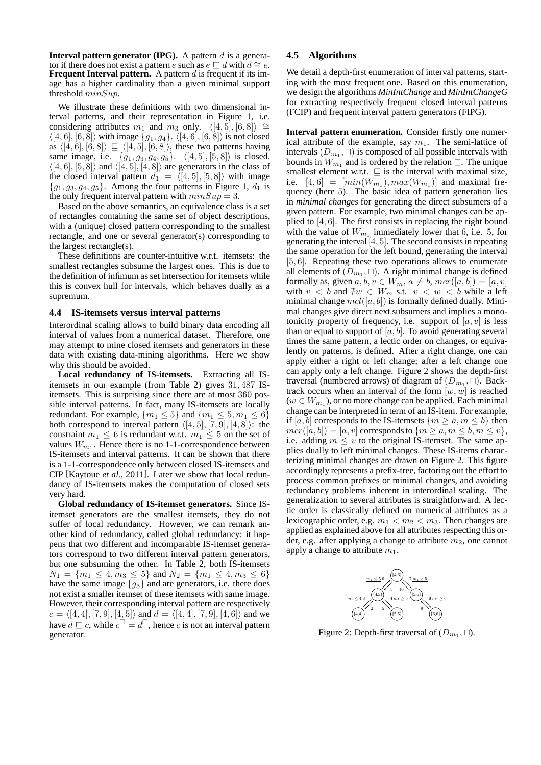**Interval pattern generator (IPG).** A pattern $d$ is a generator if there does not exist a pattern $e$ such as $e \sqsubseteq d$ with $d \cong e$.
**Frequent Interval pattern.** A pattern $d$ is frequent if its image has a higher cardinality than a given minimal support threshold $minSup$.

We illustrate these definitions with two dimensional interval patterns, and their representation in Figure 1, i.e. considering attributes $m_1$ and $m_3$ only. $\langle[4,5],[6,8]\rangle \cong \langle[4,6],[6,8]\rangle$ with image $\{g_1, g_4\}$. $\langle[4,6],[6,8]\rangle$ is not closed as $\langle[4,6],[6,8]\rangle \sqsubseteq \langle[4,5],[6,8]\rangle$, these two patterns having same image, i.e. $\{g_1, g_3, g_4, g_5\}$. $\langle[4,5],[5,8]\rangle$ is closed. $\langle[4,6],[5,8]\rangle$ and $\langle[4,5],[4,8]\rangle$ are generators in the class of the closed interval pattern $d_1 = \langle[4,5],[5,8]\rangle$ with image $\{g_1, g_3, g_4, g_5\}$. Among the four patterns in Figure 1, $d_1$ is the only frequent interval pattern with $minSup = 3$.

Based on the above semantics, an equivalence class is a set of rectangles containing the same set of object descriptions, with a (unique) closed pattern corresponding to the smallest rectangle, and one or several generator(s) corresponding to the largest rectangle(s).

These definitions are counter-intuitive w.r.t. itemsets: the smallest rectangles subsume the largest ones. This is due to the definition of infimum as set intersection for itemsets while this is convex hull for intervals, which behaves dually as a supremum.

### 4.4 IS-itemsets versus interval patterns

Interordinal scaling allows to build binary data encoding all interval of values from a numerical dataset. Therefore, one may attempt to mine closed itemsets and generators in these data with existing data-mining algorithms. Here we show why this should be avoided.

**Local redundancy of IS-itemsets.** Extracting all IS-itemsets in our example (from Table 2) gives $31,487$ IS-itemsets. This is surprising since there are at most $360$ possible interval patterns. In fact, many IS-itemsets are locally redundant. For example, $\{m_1 \leq 5\}$ and $\{m_1 \leq 5, m_1 \leq 6\}$ both correspond to interval pattern $\langle[4,5],[7,9],[4,8]\rangle$: the constraint $m_1 \leq 6$ is redundant w.r.t. $m_1 \leq 5$ on the set of values $W_{m_1}$. Hence there is no 1-1-correspondence between IS-itemsets and interval patterns. It can be shown that there is a 1-1-correspondence only between closed IS-itemsets and CIP [Kaytoue *et al.*, 2011]. Later we show that local redundancy of IS-itemsets makes the computation of closed sets very hard.

**Global redundancy of IS-itemset generators.** Since IS-itemset generators are the smallest itemsets, they do not suffer of local redundancy. However, we can remark another kind of redundancy, called global redundancy: it happens that two different and incomparable IS-itemset generators correspond to two different interval pattern generators, but one subsuming the other. In Table 2, both IS-itemsets $N_1 = \{m_1 \leq 4, m_3 \leq 5\}$ and $N_2 = \{m_1 \leq 4, m_3 \leq 6\}$ have the same image $\{g_3\}$ and are generators, i.e. there does not exist a smaller itemset of these itemsets with same image. However, their corresponding interval pattern are respectively $c = \langle[4,4],[7,9],[4,5]\rangle$ and $d = \langle[4,4],[7,9],[4,6]\rangle$ and we have $d \sqsubseteq c$, while $c^\square = d^\square$, hence $c$ is not an interval pattern generator.

### 4.5 Algorithms

We detail a depth-first enumeration of interval patterns, starting with the most frequent one. Based on this enumeration, we design the algorithms *MinIntChange* and *MinIntChangeG* for extracting respectively frequent closed interval patterns (FCIP) and frequent interval pattern generators (FIPG).

**Interval pattern enumeration.** Consider firstly one numerical attribute of the example, say $m_1$. The semi-lattice of intervals $(D_{m_1}, \sqcap)$ is composed of all possible intervals with bounds in $W_{m_1}$ and is ordered by the relation $\sqsubseteq$. The unique smallest element w.r.t. $\sqsubseteq$ is the interval with maximal size, i.e. $[4,6] = [min(W_{m_1}), max(W_{m_1})]$ and maximal frequency (here 5). The basic idea of pattern generation lies in *minimal changes* for generating the direct subsumers of a given pattern. For example, two minimal changes can be applied to $[4,6]$. The first consists in replacing the right bound with the value of $W_{m_1}$ immediately lower that 6, i.e. 5, for generating the interval $[4,5]$. The second consists in repeating the same operation for the left bound, generating the interval $[5,6]$. Repeating these two operations allows to enumerate all elements of $(D_{m_1}, \sqcap)$. A right minimal change is defined formally as, given $a, b, v \in W_m$, $a \neq b$, $mcr([a,b]) = [a,v]$ with $v < b$ and $\nexists w \in W_m$ s.t. $v < w < b$ while a left minimal change $mcl([a,b])$ is formally defined dually. Minimal changes give direct next subsumers and implies a monotonicity property of frequency, i.e. support of $[a,v]$ is less than or equal to support of $[a,b]$. To avoid generating several times the same pattern, a lectic order on changes, or equivalently on patterns, is defined. After a right change, one can apply either a right or left change; after a left change one can apply only a left change. Figure 2 shows the depth-first traversal (numbered arrows) of diagram of $(D_{m_1}, \sqcap)$. Backtrack occurs when an interval of the form $[w,w]$ is reached ($w \in W_{m_1}$), or no more change can be applied. Each minimal change can be interpreted in term of an IS-item. For example, if $[a,b]$ corresponds to the IS-itemsets $\{m \geq a, m \leq b\}$ then $mcr([a,b]) = [a,v]$ corresponds to $\{m \geq a, m \leq b, m \leq v\}$, i.e. adding $m \leq v$ to the original IS-itemset. The same applies dually to left minimal changes. These IS-items characterizing minimal changes are drawn on Figure 2. This figure accordingly represents a prefix-tree, factoring out the effort to process common prefixes or minimal changes, and avoiding redundancy problems inherent in interordinal scaling. The generalization to several attributes is straightforward. A lectic order is classically defined on numerical attributes as a lexicographic order, e.g. $m_1 < m_2 < m_3$. Then changes are applied as explained above for all attributes respecting this order, e.g. after applying a change to attribute $m_2$, one cannot apply a change to attribute $m_1$.

Figure 2: Depth-first traversal of $(D_{m_1}, \sqcap)$.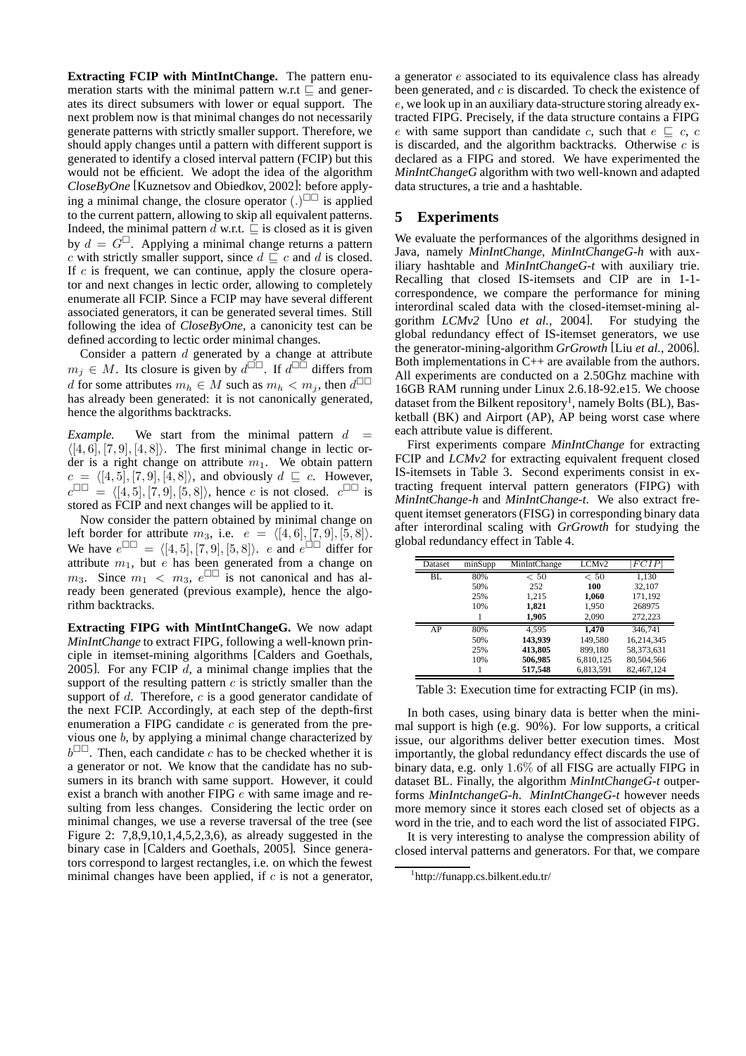**Extracting FCIP with MintIntChange.** The pattern enumeration starts with the minimal pattern w.r.t $\sqsubseteq$ and generates its direct subsumers with lower or equal support. The next problem now is that minimal changes do not necessarily generate patterns with strictly smaller support. Therefore, we should apply changes until a pattern with different support is generated to identify a closed interval pattern (FCIP) but this would not be efficient. We adopt the idea of the algorithm *CloseByOne* [Kuznetsov and Obiedkov, 2002]: before applying a minimal change, the closure operator $(.)^{\square\square}$ is applied to the current pattern, allowing to skip all equivalent patterns. Indeed, the minimal pattern $d$ w.r.t. $\sqsubseteq$ is closed as it is given by $d = G^{\square}$. Applying a minimal change returns a pattern $c$ with strictly smaller support, since $d \sqsubseteq c$ and $d$ is closed. If $c$ is frequent, we can continue, apply the closure operator and next changes in lectic order, allowing to completely enumerate all FCIP. Since a FCIP may have several different associated generators, it can be generated several times. Still following the idea of *CloseByOne*, a canonicity test can be defined according to lectic order minimal changes.

Consider a pattern $d$ generated by a change at attribute $m_j \in M$. Its closure is given by $d^{\square\square}$. If $d^{\square\square}$ differs from $d$ for some attributes $m_h \in M$ such as $m_h < m_j$, then $d^{\square\square}$ has already been generated: it is not canonically generated, hence the algorithms backtracks.

*Example.* We start from the minimal pattern $d = \langle[4,6],[7,9],[4,8]\rangle$. The first minimal change in lectic order is a right change on attribute $m_1$. We obtain pattern $c = \langle[4,5],[7,9],[4,8]\rangle$, and obviously $d \sqsubseteq c$. However, $c^{\square\square} = \langle[4,5],[7,9],[5,8]\rangle$, hence $c$ is not closed. $c^{\square\square}$ is stored as FCIP and next changes will be applied to it.

Now consider the pattern obtained by minimal change on left border for attribute $m_3$, i.e. $e = \langle[4,6],[7,9],[5,8]\rangle$. We have $e^{\square\square} = \langle[4,5],[7,9],[5,8]\rangle$. $e$ and $e^{\square\square}$ differ for attribute $m_1$, but $e$ has been generated from a change on $m_3$. Since $m_1 < m_3$, $e^{\square\square}$ is not canonical and has already been generated (previous example), hence the algorithm backtracks.

**Extracting FIPG with MintIntChangeG.** We now adapt *MinIntChange* to extract FIPG, following a well-known principle in itemset-mining algorithms [Calders and Goethals, 2005]. For any FCIP $d$, a minimal change implies that the support of the resulting pattern $c$ is strictly smaller than the support of $d$. Therefore, $c$ is a good generator candidate of the next FCIP. Accordingly, at each step of the depth-first enumeration a FIPG candidate $c$ is generated from the previous one $b$, by applying a minimal change characterized by $b^{\square\square}$. Then, each candidate $c$ has to be checked whether it is a generator or not. We know that the candidate has no subsumers in its branch with same support. However, it could exist a branch with another FIPG $e$ with same image and resulting from less changes. Considering the lectic order on minimal changes, we use a reverse traversal of the tree (see Figure 2: 7,8,9,10,1,4,5,2,3,6), as already suggested in the binary case in [Calders and Goethals, 2005]. Since generators correspond to largest rectangles, i.e. on which the fewest minimal changes have been applied, if $c$ is not a generator, a generator $e$ associated to its equivalence class has already been generated, and $c$ is discarded. To check the existence of $e$, we look up in an auxiliary data-structure storing already extracted FIPG. Precisely, if the data structure contains a FIPG $e$ with same support than candidate $c$, such that $e \sqsubseteq c$, $c$ is discarded, and the algorithm backtracks. Otherwise $c$ is declared as a FIPG and stored. We have experimented the *MinIntChangeG* algorithm with two well-known and adapted data structures, a trie and a hashtable.

## 5 Experiments

We evaluate the performances of the algorithms designed in Java, namely *MinIntChange*, *MinIntChangeG-h* with auxiliary hashtable and *MinIntChangeG-t* with auxiliary trie. Recalling that closed IS-itemsets and CIP are in 1-1-correspondence, we compare the performance for mining interordinal scaled data with the closed-itemset-mining algorithm *LCMv2* [Uno *et al.*, 2004]. For studying the global redundancy effect of IS-itemset generators, we use the generator-mining-algorithm *GrGrowth* [Liu *et al.*, 2006]. Both implementations in C++ are available from the authors. All experiments are conducted on a 2.50Ghz machine with 16GB RAM running under Linux 2.6.18-92.e15. We choose dataset from the Bilkent repository[1], namely Bolts (BL), Basketball (BK) and Airport (AP), AP being worst case where each attribute value is different.

First experiments compare *MinIntChange* for extracting FCIP and *LCMv2* for extracting equivalent frequent closed IS-itemsets in Table 3. Second experiments consist in extracting frequent interval pattern generators (FIPG) with *MinIntChange-h* and *MinIntChange-t*. We also extract frequent itemset generators (FISG) in corresponding binary data after interordinal scaling with *GrGrowth* for studying the global redundancy effect in Table 4.

| Dataset | minSupp | MinIntChange | LCMv2 | $\|FCIP\|$ |
|---|---|---|---|---|
| BL | 80% | $< 50$ | $< 50$ | 1,130 |
| | 50% | 252 | **100** | 32,107 |
| | 25% | 1,215 | **1,060** | 171,192 |
| | 10% | **1,821** | 1,950 | 268975 |
| | 1 | **1,905** | 2,090 | 272,223 |
| AP | 80% | 4,595 | **1,470** | 346,741 |
| | 50% | **143,939** | 149,580 | 16,214,345 |
| | 25% | **413,805** | 899,180 | 58,373,631 |
| | 10% | **506,985** | 6,810,125 | 80,504,566 |
| | 1 | **517,548** | 6,813,591 | 82,467,124 |

Table 3: Execution time for extracting FCIP (in ms).

In both cases, using binary data is better when the minimal support is high (e.g. 90%). For low supports, a critical issue, our algorithms deliver better execution times. Most importantly, the global redundancy effect discards the use of binary data, e.g. only $1.6\%$ of all FISG are actually FIPG in dataset BL. Finally, the algorithm *MinIntChangeG-t* outperforms *MinIntchangeG-h*. *MinIntChangeG-t* however needs more memory since it stores each closed set of objects as a word in the trie, and to each word the list of associated FIPG.

It is very interesting to analyse the compression ability of closed interval patterns and generators. For that, we compare

[1] http://funapp.cs.bilkent.edu.tr/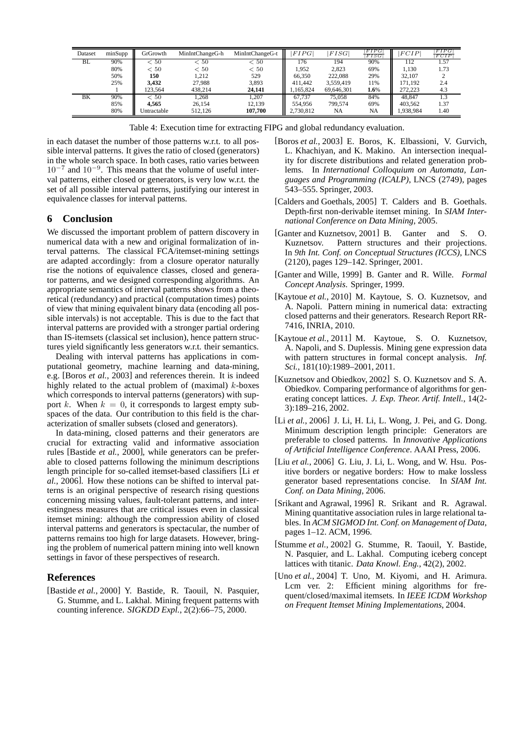| Dataset | minSupp | GrGrowth | MinIntChangeG-h | MinIntChangeG-t | $\lvert FIPG \rvert$ | $\lvert FISG \rvert$ | $\frac{\lvert FIPG \rvert}{\lvert FISG \rvert}$ | $\lvert FCIP \rvert$ | $\frac{\lvert FIPG \rvert}{\lvert FCIP \rvert}$ |
|---|---|---|---|---|---|---|---|---|---|
| BL | 90% | $< 50$ | $< 50$ | $< 50$ | 176 | 194 | 90% | 112 | 1.57 |
| | 80% | $< 50$ | $< 50$ | $< 50$ | 1,952 | 2,823 | 69% | 1,130 | 1.73 |
| | 50% | **150** | 1,212 | 529 | 66,350 | 222,088 | 29% | 32,107 | 2 |
| | 25% | **3,432** | 27,988 | 3,893 | 411,442 | 3,559,419 | 11% | 171,192 | 2.4 |
| | 1 | 123,564 | 438,214 | **24,141** | 1,165,824 | 69,646,301 | **1.6%** | 272,223 | 4.3 |
| BK | 90% | $< 50$ | 1,268 | 1,207 | 67,737 | 75,058 | 84% | 48,847 | 1.3 |
| | 85% | **4,565** | 26,154 | 12,139 | 554,956 | 799,574 | 69% | 403,562 | 1.37 |
| | 80% | Untractable | 512,126 | **107,700** | 2,730,812 | NA | NA | 1,938,984 | 1.40 |

Table 4: Execution time for extracting FIPG and global redundancy evaluation.

in each dataset the number of those patterns w.r.t. to all possible interval patterns. It gives the ratio of closed (generators) in the whole search space. In both cases, ratio varies between $10^{-7}$ and $10^{-9}$. This means that the volume of useful interval patterns, either closed or generators, is very low w.r.t. the set of all possible interval patterns, justifying our interest in equivalence classes for interval patterns.

## 6 Conclusion

We discussed the important problem of pattern discovery in numerical data with a new and original formalization of interval patterns. The classical FCA/itemset-mining settings are adapted accordingly: from a closure operator naturally rise the notions of equivalence classes, closed and generator patterns, and we designed corresponding algorithms. An appropriate semantics of interval patterns shows from a theoretical (redundancy) and practical (computation times) points of view that mining equivalent binary data (encoding all possible intervals) is not acceptable. This is due to the fact that interval patterns are provided with a stronger partial ordering than IS-itemsets (classical set inclusion), hence pattern structures yield significantly less generators w.r.t. their semantics.

Dealing with interval patterns has applications in computational geometry, machine learning and data-mining, e.g. [Boros *et al.*, 2003] and references therein. It is indeed highly related to the actual problem of (maximal) $k$-boxes which corresponds to interval patterns (generators) with support $k$. When $k = 0$, it corresponds to largest empty subspaces of the data. Our contribution to this field is the characterization of smaller subsets (closed and generators).

In data-mining, closed patterns and their generators are crucial for extracting valid and informative association rules [Bastide *et al.*, 2000], while generators can be preferable to closed patterns following the minimum descriptions length principle for so-called itemset-based classifiers [Li *et al.*, 2006]. How these notions can be shifted to interval patterns is an original perspective of research rising questions concerning missing values, fault-tolerant patterns, and interestingness measures that are critical issues even in classical itemset mining: although the compression ability of closed interval patterns and generators is spectacular, the number of patterns remains too high for large datasets. However, bringing the problem of numerical pattern mining into well known settings in favor of these perspectives of research.

## References

[Bastide *et al.*, 2000] Y. Bastide, R. Taouil, N. Pasquier, G. Stumme, and L. Lakhal. Mining frequent patterns with counting inference. *SIGKDD Expl.*, 2(2):66–75, 2000.

[Boros *et al.*, 2003] E. Boros, K. Elbassioni, V. Gurvich, L. Khachiyan, and K. Makino. An intersection inequality for discrete distributions and related generation problems. In *International Colloquium on Automata, Languages and Programming (ICALP)*, LNCS (2749), pages 543–555. Springer, 2003.

[Calders and Goethals, 2005] T. Calders and B. Goethals. Depth-first non-derivable itemset mining. In *SIAM International Conference on Data Mining*, 2005.

[Ganter and Kuznetsov, 2001] B. Ganter and S. O. Kuznetsov. Pattern structures and their projections. In *9th Int. Conf. on Conceptual Structures (ICCS)*, LNCS (2120), pages 129–142. Springer, 2001.

[Ganter and Wille, 1999] B. Ganter and R. Wille. *Formal Concept Analysis*. Springer, 1999.

[Kaytoue *et al.*, 2010] M. Kaytoue, S. O. Kuznetsov, and A. Napoli. Pattern mining in numerical data: extracting closed patterns and their generators. Research Report RR-7416, INRIA, 2010.

[Kaytoue *et al.*, 2011] M. Kaytoue, S. O. Kuznetsov, A. Napoli, and S. Duplessis. Mining gene expression data with pattern structures in formal concept analysis. *Inf. Sci.*, 181(10):1989–2001, 2011.

[Kuznetsov and Obiedkov, 2002] S. O. Kuznetsov and S. A. Obiedkov. Comparing performance of algorithms for generating concept lattices. *J. Exp. Theor. Artif. Intell.*, 14(2-3):189–216, 2002.

[Li *et al.*, 2006] J. Li, H. Li, L. Wong, J. Pei, and G. Dong. Minimum description length principle: Generators are preferable to closed patterns. In *Innovative Applications of Artificial Intelligence Conference*. AAAI Press, 2006.

[Liu *et al.*, 2006] G. Liu, J. Li, L. Wong, and W. Hsu. Positive borders or negative borders: How to make lossless generator based representations concise. In *SIAM Int. Conf. on Data Mining*, 2006.

[Srikant and Agrawal, 1996] R. Srikant and R. Agrawal. Mining quantitative association rules in large relational tables. In *ACM SIGMOD Int. Conf. on Management of Data*, pages 1–12. ACM, 1996.

[Stumme *et al.*, 2002] G. Stumme, R. Taouil, Y. Bastide, N. Pasquier, and L. Lakhal. Computing iceberg concept lattices with titanic. *Data Knowl. Eng.*, 42(2), 2002.

[Uno *et al.*, 2004] T. Uno, M. Kiyomi, and H. Arimura. Lcm ver. 2: Efficient mining algorithms for frequent/closed/maximal itemsets. In *IEEE ICDM Workshop on Frequent Itemset Mining Implementations*, 2004.